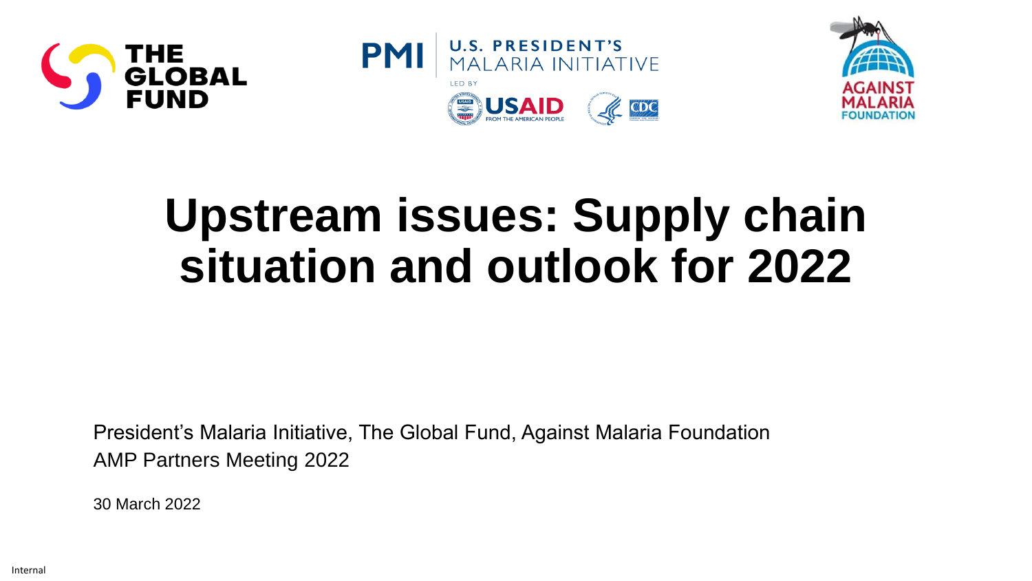THE GLOBAL FUND

PMI | U.S. PRESIDENT'S MALARIA INITIATIVE

LED BY USAID FROM THE AMERICAN PEOPLE | CDC

AGAINST MALARIA FOUNDATION

# Upstream issues: Supply chain situation and outlook for 2022

President's Malaria Initiative, The Global Fund, Against Malaria Foundation
AMP Partners Meeting 2022

30 March 2022

Internal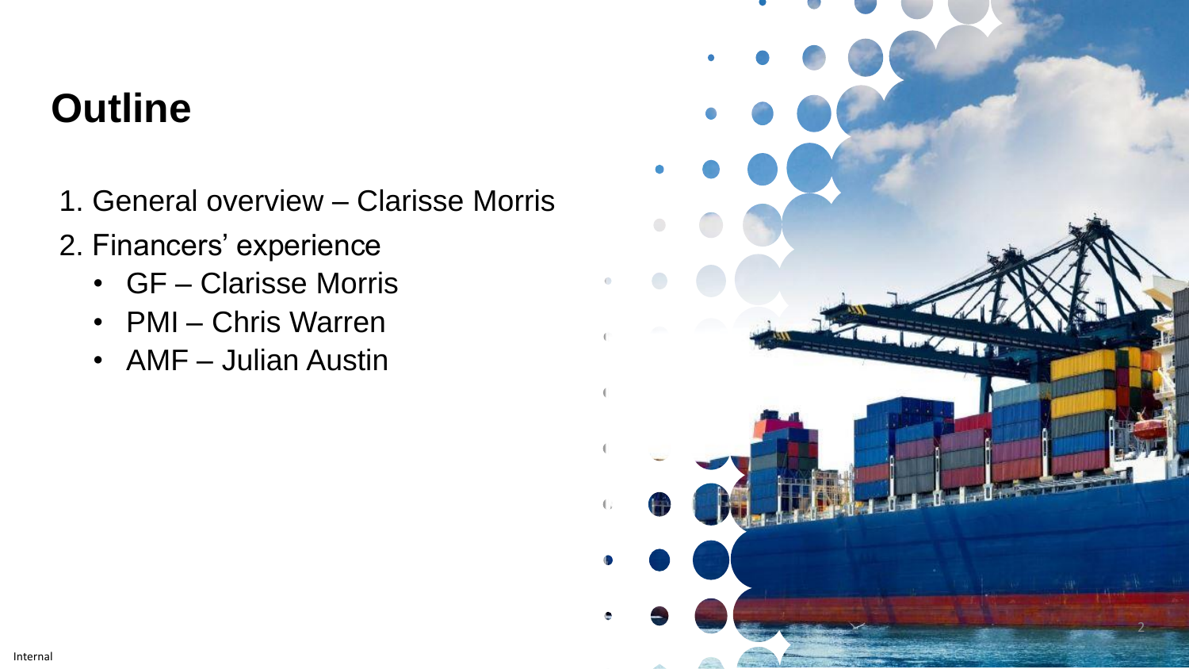# Outline

1. General overview – Clarisse Morris
2. Financers' experience
   - GF – Clarisse Morris
   - PMI – Chris Warren
   - AMF – Julian Austin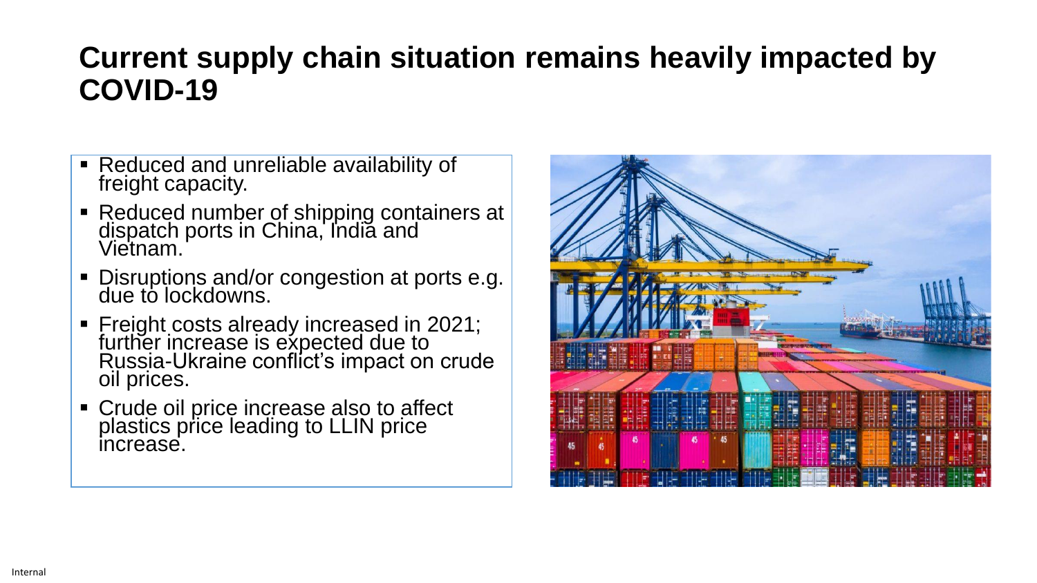# Current supply chain situation remains heavily impacted by COVID-19

- Reduced and unreliable availability of freight capacity.
- Reduced number of shipping containers at dispatch ports in China, India and Vietnam.
- Disruptions and/or congestion at ports e.g. due to lockdowns.
- Freight costs already increased in 2021; further increase is expected due to Russia-Ukraine conflict's impact on crude oil prices.
- Crude oil price increase also to affect plastics price leading to LLIN price increase.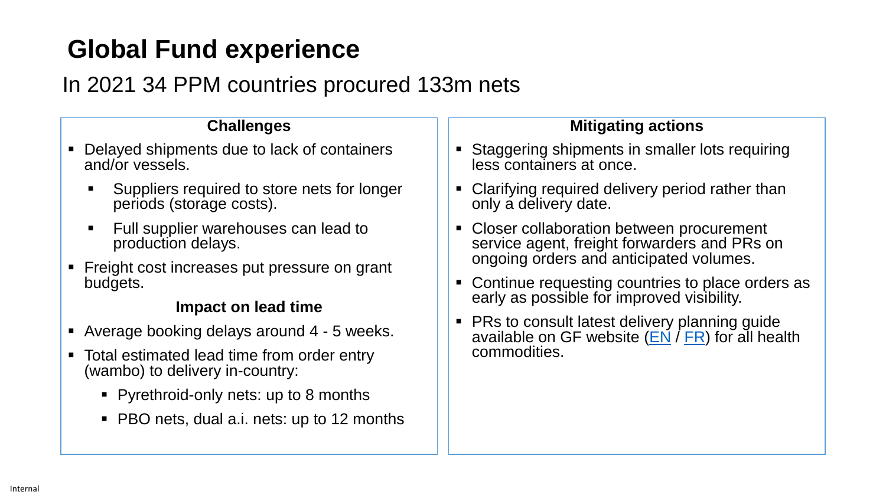# Global Fund experience

## In 2021 34 PPM countries procured 133m nets

### Challenges

- Delayed shipments due to lack of containers and/or vessels.
  - Suppliers required to store nets for longer periods (storage costs).
  - Full supplier warehouses can lead to production delays.
- Freight cost increases put pressure on grant budgets.

### Impact on lead time

- Average booking delays around 4 - 5 weeks.
- Total estimated lead time from order entry (wambo) to delivery in-country:
  - Pyrethroid-only nets: up to 8 months
  - PBO nets, dual a.i. nets: up to 12 months

### Mitigating actions

- Staggering shipments in smaller lots requiring less containers at once.
- Clarifying required delivery period rather than only a delivery date.
- Closer collaboration between procurement service agent, freight forwarders and PRs on ongoing orders and anticipated volumes.
- Continue requesting countries to place orders as early as possible for improved visibility.
- PRs to consult latest delivery planning guide available on GF website (EN / FR) for all health commodities.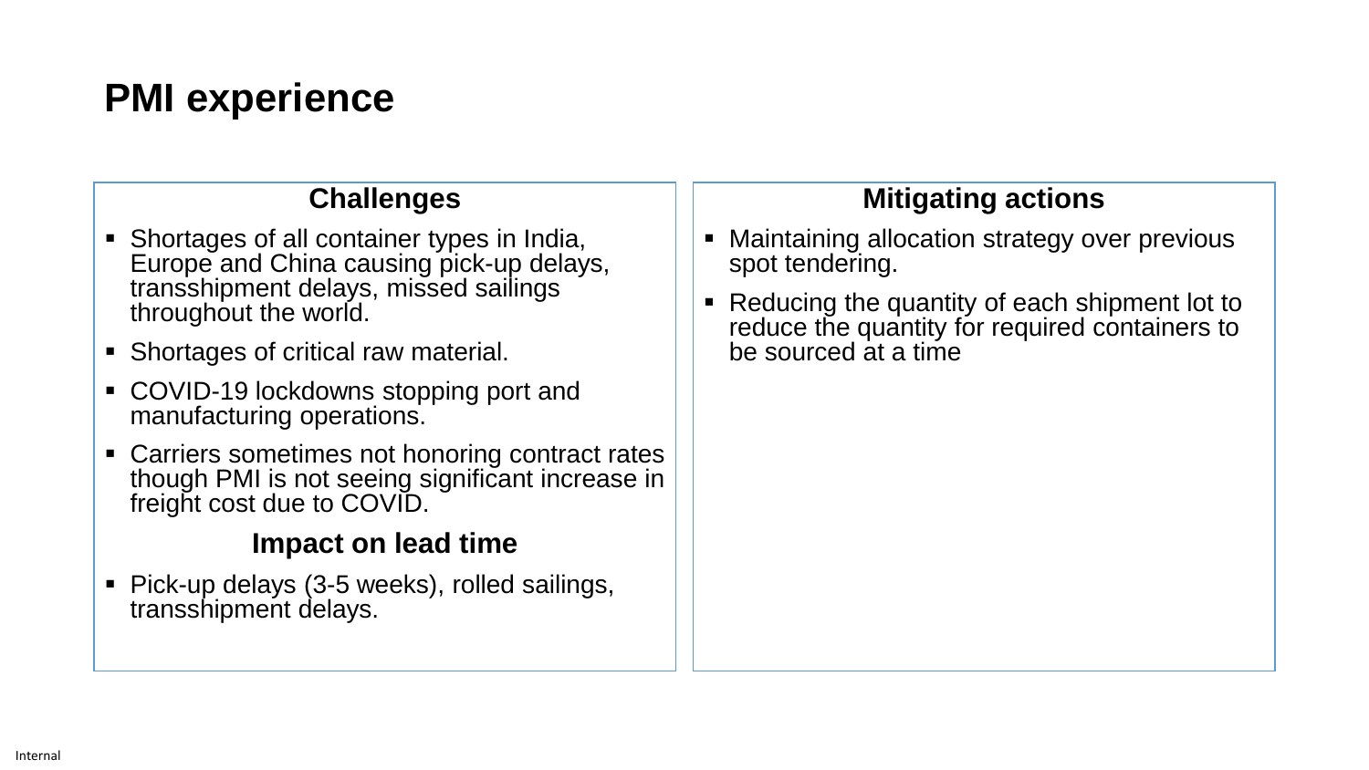# PMI experience

## Challenges

- Shortages of all container types in India, Europe and China causing pick-up delays, transshipment delays, missed sailings throughout the world.
- Shortages of critical raw material.
- COVID-19 lockdowns stopping port and manufacturing operations.
- Carriers sometimes not honoring contract rates though PMI is not seeing significant increase in freight cost due to COVID.

## Impact on lead time

- Pick-up delays (3-5 weeks), rolled sailings, transshipment delays.

## Mitigating actions

- Maintaining allocation strategy over previous spot tendering.
- Reducing the quantity of each shipment lot to reduce the quantity for required containers to be sourced at a time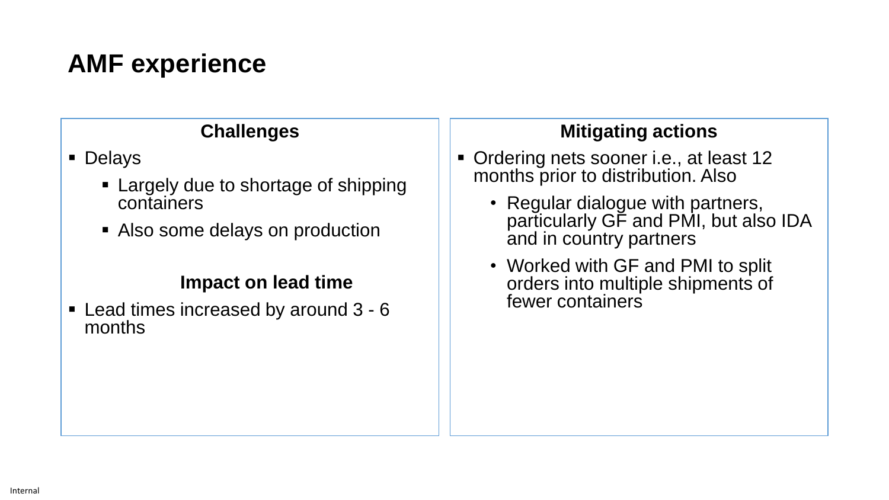# AMF experience

## Challenges

- Delays
  - Largely due to shortage of shipping containers
  - Also some delays on production

## Impact on lead time

- Lead times increased by around 3 - 6 months

## Mitigating actions

- Ordering nets sooner i.e., at least 12 months prior to distribution. Also
  - Regular dialogue with partners, particularly GF and PMI, but also IDA and in country partners
  - Worked with GF and PMI to split orders into multiple shipments of fewer containers